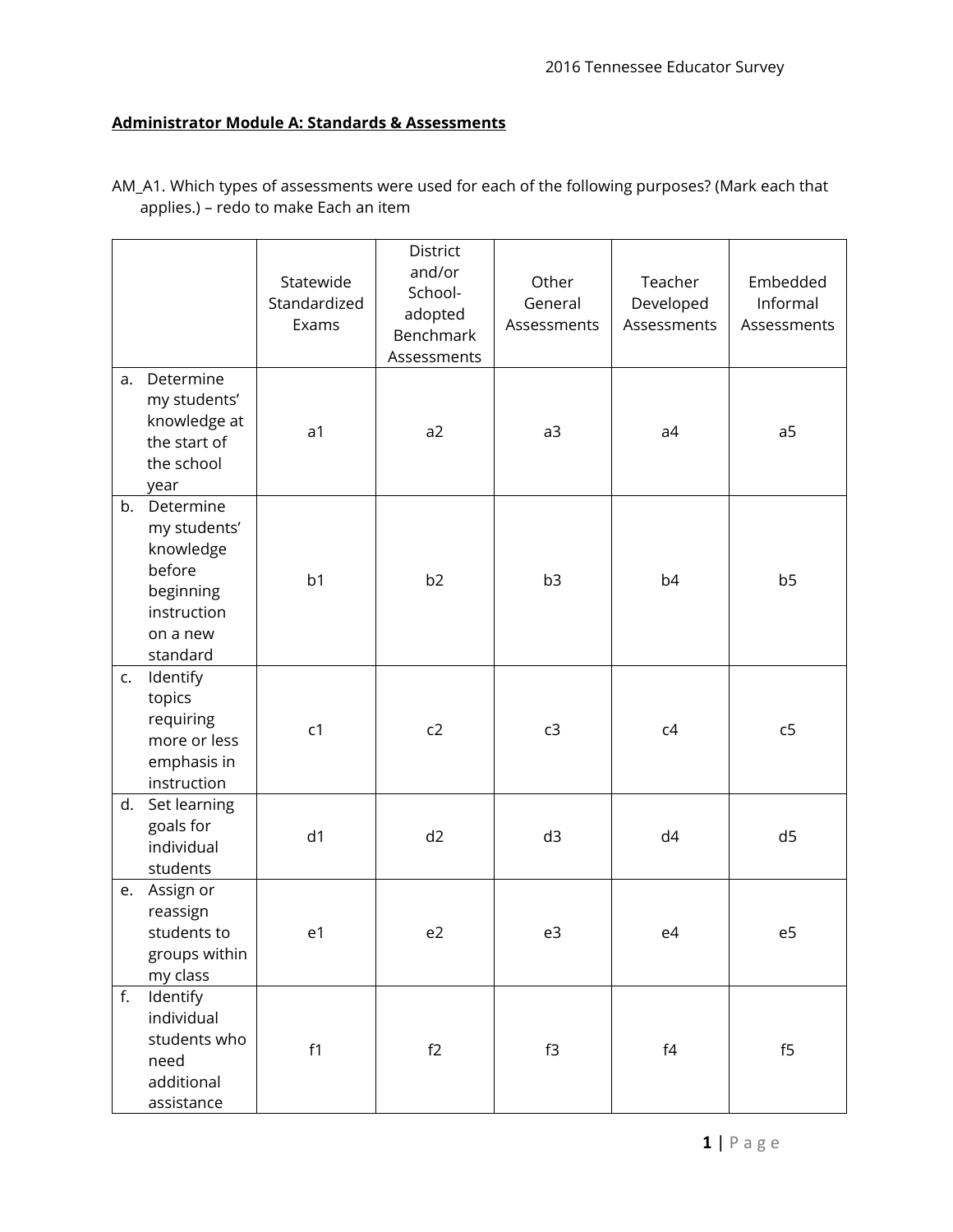**Administrator Module A: Standards & Assessments**

AM_A1. Which types of assessments were used for each of the following purposes? (Mark each that applies.) – redo to make Each an item

| | Statewide Standardized Exams | District and/or School-adopted Benchmark Assessments | Other General Assessments | Teacher Developed Assessments | Embedded Informal Assessments |
|---|---|---|---|---|---|
| a. Determine my students' knowledge at the start of the school year | a1 | a2 | a3 | a4 | a5 |
| b. Determine my students' knowledge before beginning instruction on a new standard | b1 | b2 | b3 | b4 | b5 |
| c. Identify topics requiring more or less emphasis in instruction | c1 | c2 | c3 | c4 | c5 |
| d. Set learning goals for individual students | d1 | d2 | d3 | d4 | d5 |
| e. Assign or reassign students to groups within my class | e1 | e2 | e3 | e4 | e5 |
| f. Identify individual students who need additional assistance | f1 | f2 | f3 | f4 | f5 |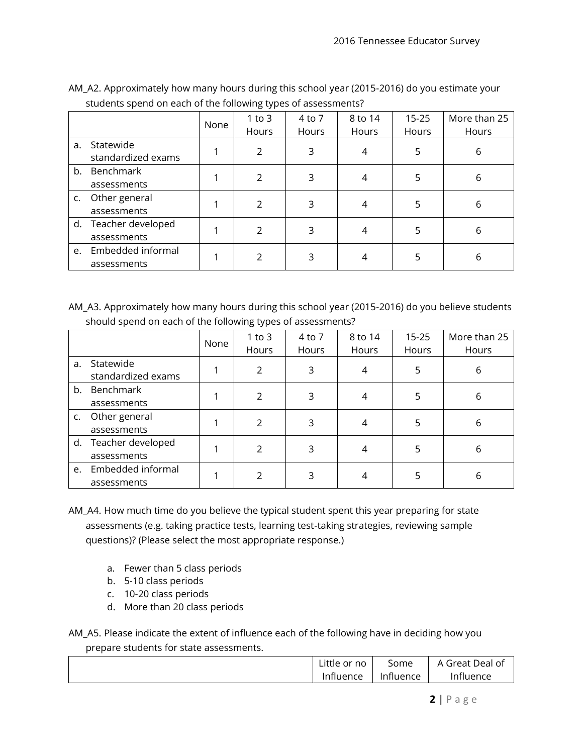AM_A2. Approximately how many hours during this school year (2015-2016) do you estimate your students spend on each of the following types of assessments?

| | None | 1 to 3 Hours | 4 to 7 Hours | 8 to 14 Hours | 15-25 Hours | More than 25 Hours |
|---|---|---|---|---|---|---|
| a. Statewide standardized exams | 1 | 2 | 3 | 4 | 5 | 6 |
| b. Benchmark assessments | 1 | 2 | 3 | 4 | 5 | 6 |
| c. Other general assessments | 1 | 2 | 3 | 4 | 5 | 6 |
| d. Teacher developed assessments | 1 | 2 | 3 | 4 | 5 | 6 |
| e. Embedded informal assessments | 1 | 2 | 3 | 4 | 5 | 6 |

AM_A3. Approximately how many hours during this school year (2015-2016) do you believe students should spend on each of the following types of assessments?

| | None | 1 to 3 Hours | 4 to 7 Hours | 8 to 14 Hours | 15-25 Hours | More than 25 Hours |
|---|---|---|---|---|---|---|
| a. Statewide standardized exams | 1 | 2 | 3 | 4 | 5 | 6 |
| b. Benchmark assessments | 1 | 2 | 3 | 4 | 5 | 6 |
| c. Other general assessments | 1 | 2 | 3 | 4 | 5 | 6 |
| d. Teacher developed assessments | 1 | 2 | 3 | 4 | 5 | 6 |
| e. Embedded informal assessments | 1 | 2 | 3 | 4 | 5 | 6 |

AM_A4. How much time do you believe the typical student spent this year preparing for state assessments (e.g. taking practice tests, learning test-taking strategies, reviewing sample questions)? (Please select the most appropriate response.)

a. Fewer than 5 class periods
b. 5-10 class periods
c. 10-20 class periods
d. More than 20 class periods

AM_A5. Please indicate the extent of influence each of the following have in deciding how you prepare students for state assessments.

| | Little or no Influence | Some Influence | A Great Deal of Influence |
|---|---|---|---|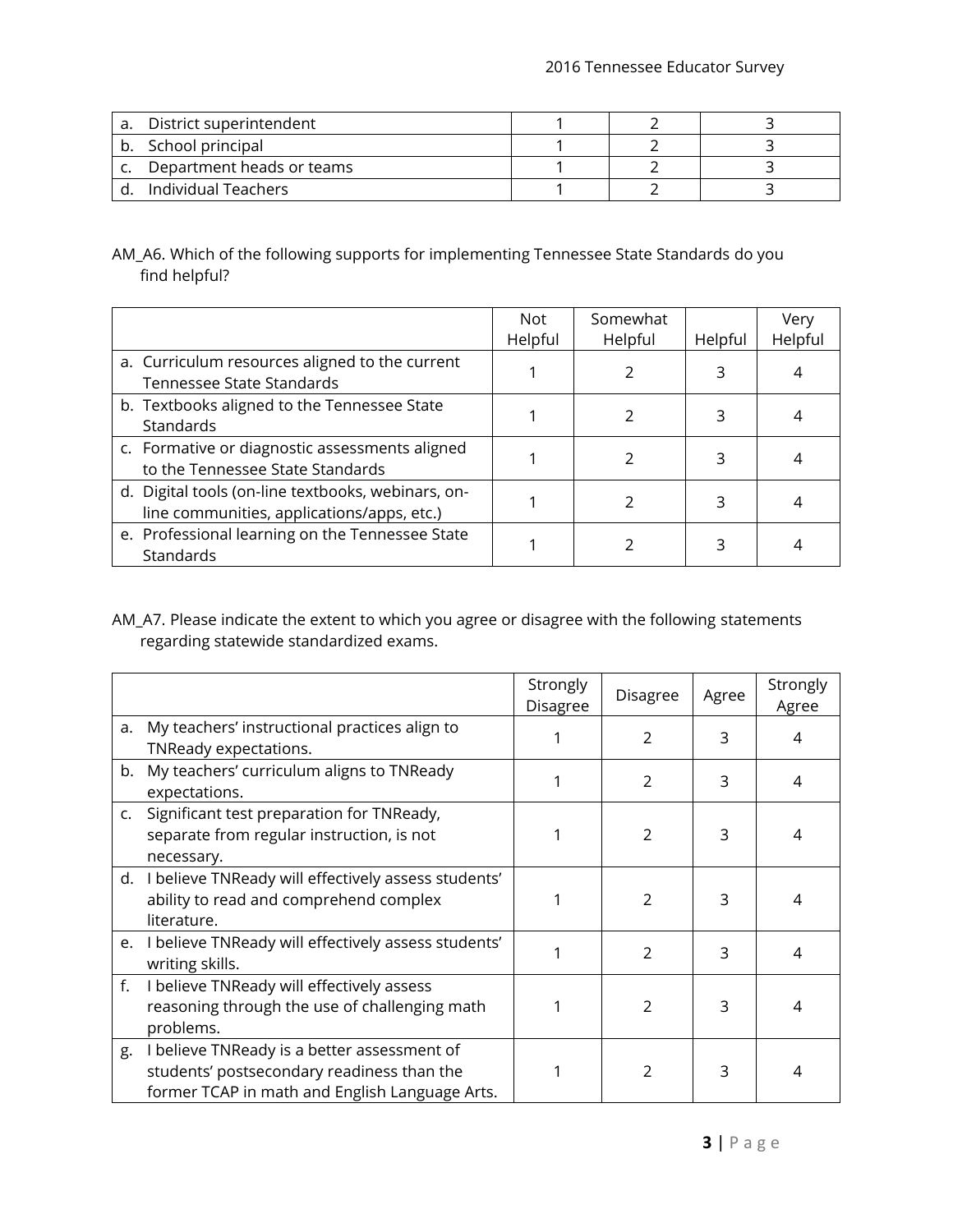| | | | |
|---|---|---|---|
| a. District superintendent | 1 | 2 | 3 |
| b. School principal | 1 | 2 | 3 |
| c. Department heads or teams | 1 | 2 | 3 |
| d. Individual Teachers | 1 | 2 | 3 |

AM_A6. Which of the following supports for implementing Tennessee State Standards do you find helpful?

| | Not Helpful | Somewhat Helpful | Helpful | Very Helpful |
|---|---|---|---|---|
| a. Curriculum resources aligned to the current Tennessee State Standards | 1 | 2 | 3 | 4 |
| b. Textbooks aligned to the Tennessee State Standards | 1 | 2 | 3 | 4 |
| c. Formative or diagnostic assessments aligned to the Tennessee State Standards | 1 | 2 | 3 | 4 |
| d. Digital tools (on-line textbooks, webinars, on-line communities, applications/apps, etc.) | 1 | 2 | 3 | 4 |
| e. Professional learning on the Tennessee State Standards | 1 | 2 | 3 | 4 |

AM_A7. Please indicate the extent to which you agree or disagree with the following statements regarding statewide standardized exams.

| | Strongly Disagree | Disagree | Agree | Strongly Agree |
|---|---|---|---|---|
| a. My teachers' instructional practices align to TNReady expectations. | 1 | 2 | 3 | 4 |
| b. My teachers' curriculum aligns to TNReady expectations. | 1 | 2 | 3 | 4 |
| c. Significant test preparation for TNReady, separate from regular instruction, is not necessary. | 1 | 2 | 3 | 4 |
| d. I believe TNReady will effectively assess students' ability to read and comprehend complex literature. | 1 | 2 | 3 | 4 |
| e. I believe TNReady will effectively assess students' writing skills. | 1 | 2 | 3 | 4 |
| f. I believe TNReady will effectively assess reasoning through the use of challenging math problems. | 1 | 2 | 3 | 4 |
| g. I believe TNReady is a better assessment of students' postsecondary readiness than the former TCAP in math and English Language Arts. | 1 | 2 | 3 | 4 |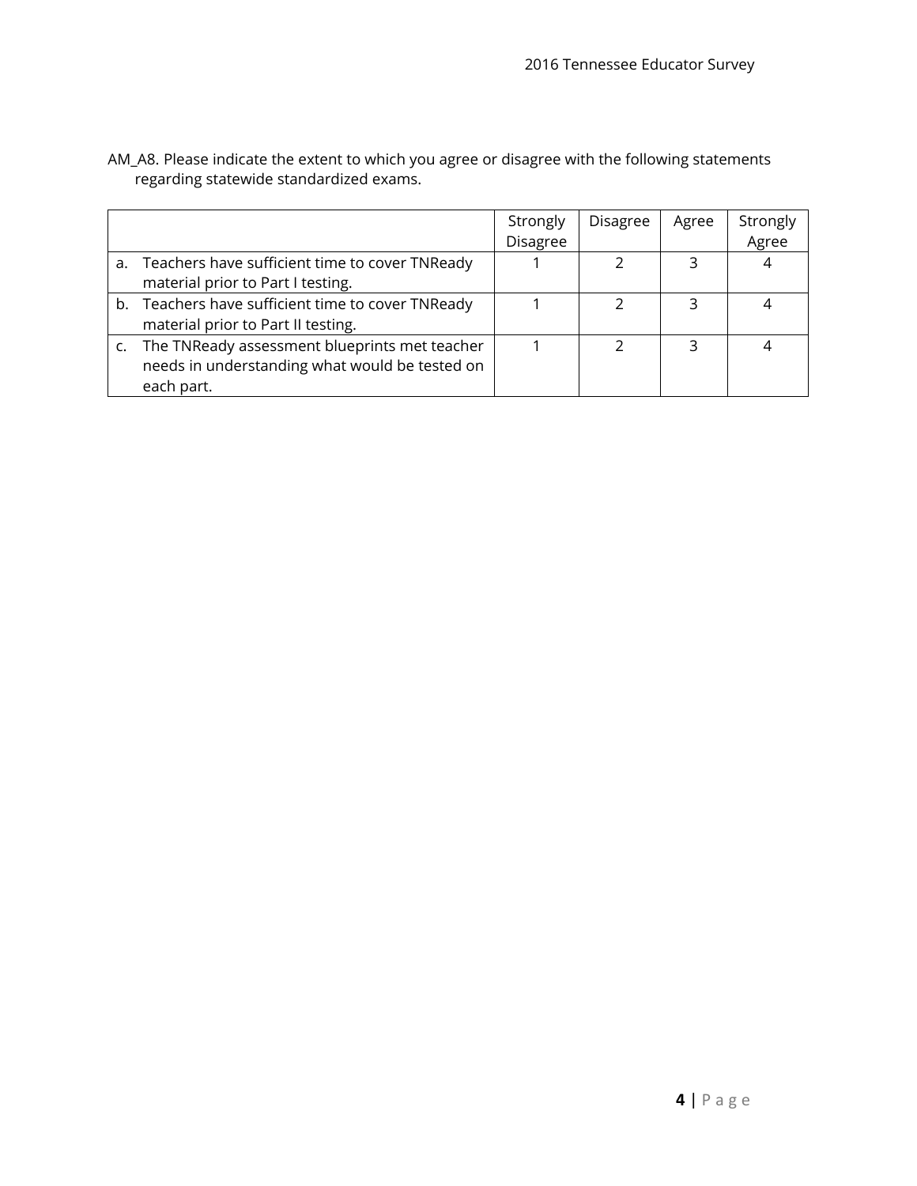AM_A8. Please indicate the extent to which you agree or disagree with the following statements regarding statewide standardized exams.

| | Strongly Disagree | Disagree | Agree | Strongly Agree |
|---|---|---|---|---|
| a. Teachers have sufficient time to cover TNReady material prior to Part I testing. | 1 | 2 | 3 | 4 |
| b. Teachers have sufficient time to cover TNReady material prior to Part II testing. | 1 | 2 | 3 | 4 |
| c. The TNReady assessment blueprints met teacher needs in understanding what would be tested on each part. | 1 | 2 | 3 | 4 |